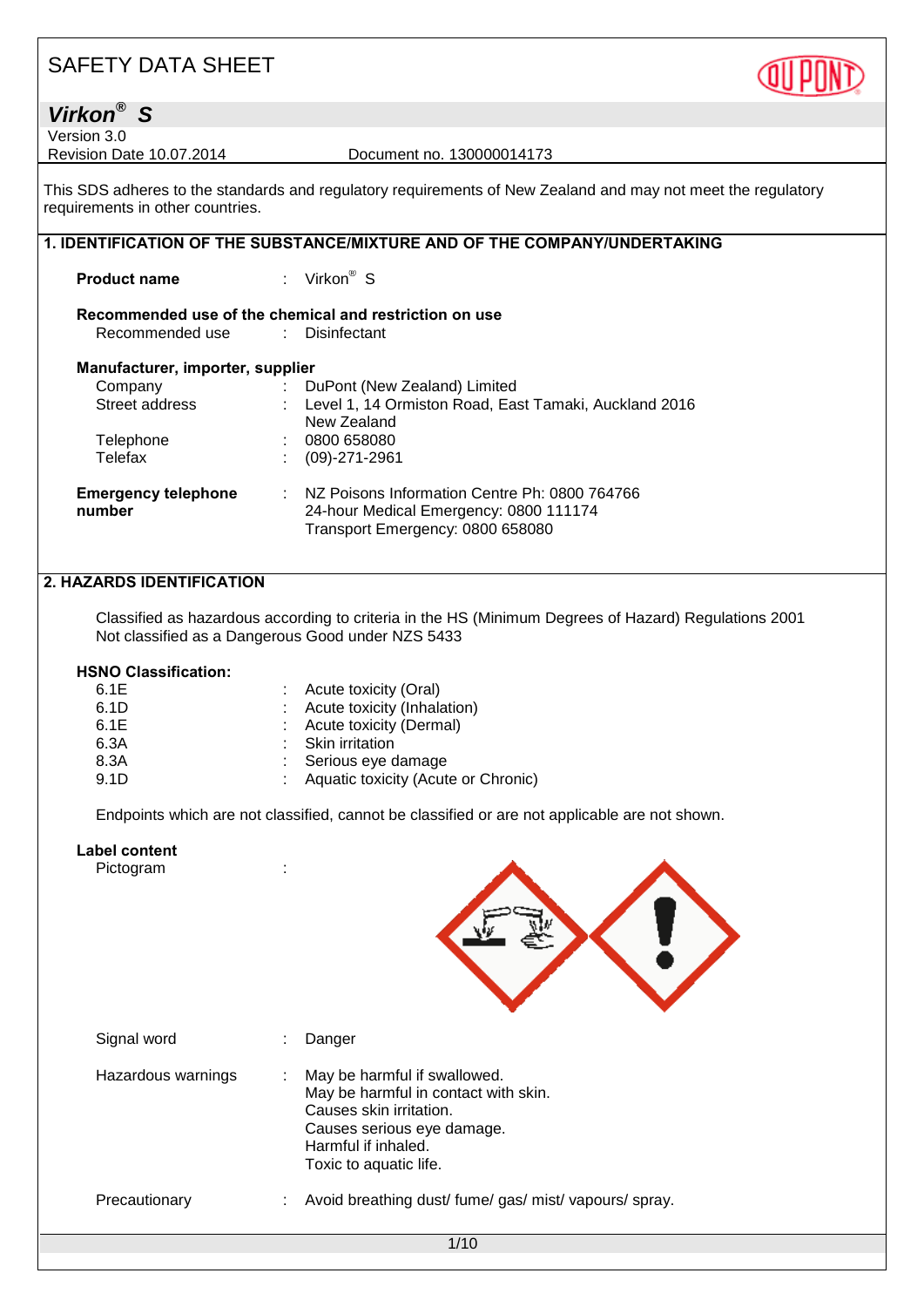# SAFETY DATA SHEET

## Virkon® S

Version 3.0
Revision Date 10.07.2014 Document no. 130000014173

This SDS adheres to the standards and regulatory requirements of New Zealand and may not meet the regulatory requirements in other countries.

## 1. IDENTIFICATION OF THE SUBSTANCE/MIXTURE AND OF THE COMPANY/UNDERTAKING

**Product name** : Virkon® S

**Recommended use of the chemical and restriction on use**

Recommended use : Disinfectant

**Manufacturer, importer, supplier**

| | | |
|---|---|---|
| Company | : | DuPont (New Zealand) Limited |
| Street address | : | Level 1, 14 Ormiston Road, East Tamaki, Auckland 2016 New Zealand |
| Telephone | : | 0800 658080 |
| Telefax | : | (09)-271-2961 |

**Emergency telephone number** : NZ Poisons Information Centre Ph: 0800 764766
24-hour Medical Emergency: 0800 111174
Transport Emergency: 0800 658080

## 2. HAZARDS IDENTIFICATION

Classified as hazardous according to criteria in the HS (Minimum Degrees of Hazard) Regulations 2001
Not classified as a Dangerous Good under NZS 5433

**HSNO Classification:**

| | | |
|---|---|---|
| 6.1E | : | Acute toxicity (Oral) |
| 6.1D | : | Acute toxicity (Inhalation) |
| 6.1E | : | Acute toxicity (Dermal) |
| 6.3A | : | Skin irritation |
| 8.3A | : | Serious eye damage |
| 9.1D | : | Aquatic toxicity (Acute or Chronic) |

Endpoints which are not classified, cannot be classified or are not applicable are not shown.

**Label content**

Pictogram :

Signal word : Danger

Hazardous warnings : May be harmful if swallowed.
May be harmful in contact with skin.
Causes skin irritation.
Causes serious eye damage.
Harmful if inhaled.
Toxic to aquatic life.

Precautionary : Avoid breathing dust/ fume/ gas/ mist/ vapours/ spray.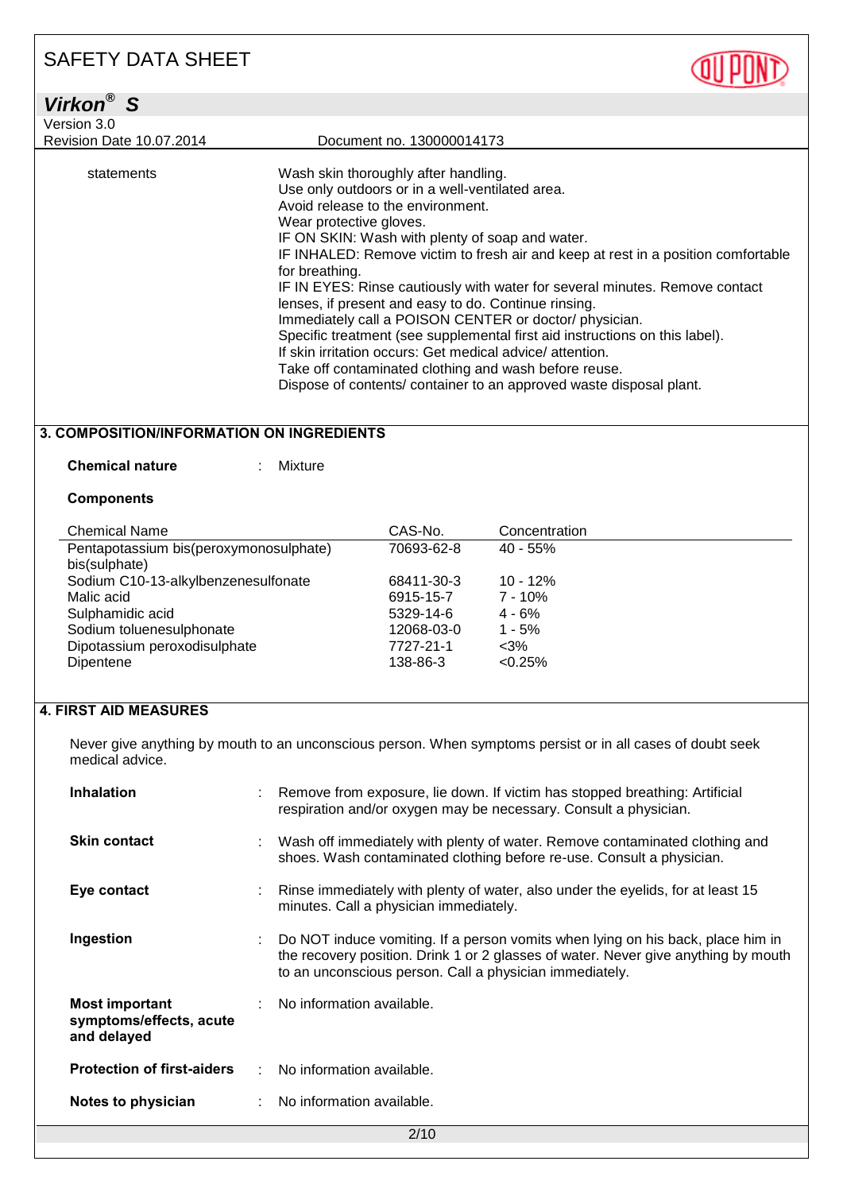statements

Wash skin thoroughly after handling.
Use only outdoors or in a well-ventilated area.
Avoid release to the environment.
Wear protective gloves.
IF ON SKIN: Wash with plenty of soap and water.
IF INHALED: Remove victim to fresh air and keep at rest in a position comfortable for breathing.
IF IN EYES: Rinse cautiously with water for several minutes. Remove contact lenses, if present and easy to do. Continue rinsing.
Immediately call a POISON CENTER or doctor/ physician.
Specific treatment (see supplemental first aid instructions on this label).
If skin irritation occurs: Get medical advice/ attention.
Take off contaminated clothing and wash before reuse.
Dispose of contents/ container to an approved waste disposal plant.

## 3. COMPOSITION/INFORMATION ON INGREDIENTS

**Chemical nature** : Mixture

**Components**

| Chemical Name | CAS-No. | Concentration |
|---|---|---|
| Pentapotassium bis(peroxymonosulphate) bis(sulphate) | 70693-62-8 | 40 - 55% |
| Sodium C10-13-alkylbenzenesulfonate | 68411-30-3 | 10 - 12% |
| Malic acid | 6915-15-7 | 7 - 10% |
| Sulphamidic acid | 5329-14-6 | 4 - 6% |
| Sodium toluenesulphonate | 12068-03-0 | 1 - 5% |
| Dipotassium peroxodisulphate | 7727-21-1 | <3% |
| Dipentene | 138-86-3 | <0.25% |

## 4. FIRST AID MEASURES

Never give anything by mouth to an unconscious person. When symptoms persist or in all cases of doubt seek medical advice.

**Inhalation** : Remove from exposure, lie down. If victim has stopped breathing: Artificial respiration and/or oxygen may be necessary. Consult a physician.

**Skin contact** : Wash off immediately with plenty of water. Remove contaminated clothing and shoes. Wash contaminated clothing before re-use. Consult a physician.

**Eye contact** : Rinse immediately with plenty of water, also under the eyelids, for at least 15 minutes. Call a physician immediately.

**Ingestion** : Do NOT induce vomiting. If a person vomits when lying on his back, place him in the recovery position. Drink 1 or 2 glasses of water. Never give anything by mouth to an unconscious person. Call a physician immediately.

**Most important symptoms/effects, acute and delayed** : No information available.

**Protection of first-aiders** : No information available.

**Notes to physician** : No information available.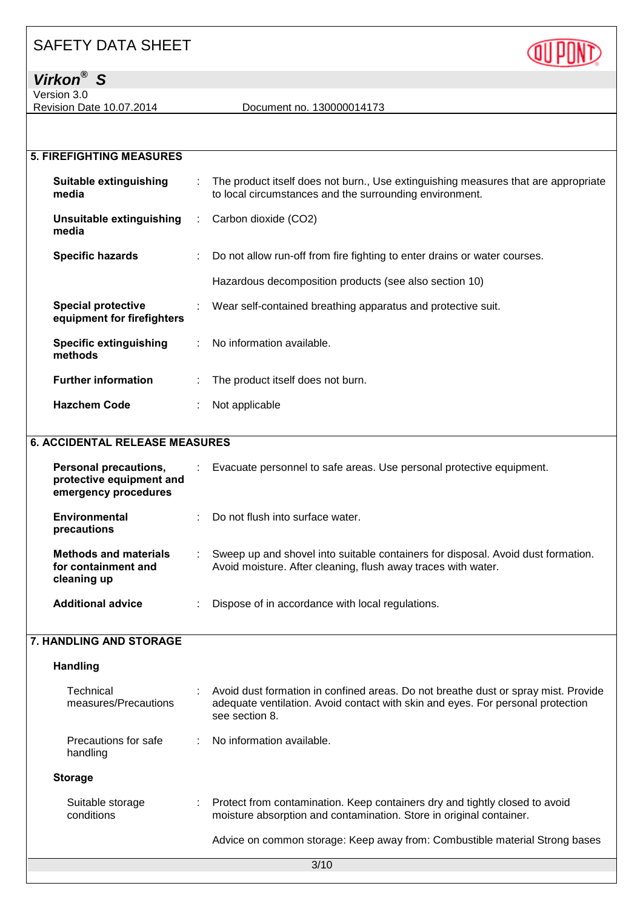## 5. FIREFIGHTING MEASURES

| | |
|---|---|
| **Suitable extinguishing media** | The product itself does not burn., Use extinguishing measures that are appropriate to local circumstances and the surrounding environment. |
| **Unsuitable extinguishing media** | Carbon dioxide ($CO_2$) |
| **Specific hazards** | Do not allow run-off from fire fighting to enter drains or water courses.<br><br>Hazardous decomposition products (see also section 10) |
| **Special protective equipment for firefighters** | Wear self-contained breathing apparatus and protective suit. |
| **Specific extinguishing methods** | No information available. |
| **Further information** | The product itself does not burn. |
| **Hazchem Code** | Not applicable |

## 6. ACCIDENTAL RELEASE MEASURES

| | |
|---|---|
| **Personal precautions, protective equipment and emergency procedures** | Evacuate personnel to safe areas. Use personal protective equipment. |
| **Environmental precautions** | Do not flush into surface water. |
| **Methods and materials for containment and cleaning up** | Sweep up and shovel into suitable containers for disposal. Avoid dust formation. Avoid moisture. After cleaning, flush away traces with water. |
| **Additional advice** | Dispose of in accordance with local regulations. |

## 7. HANDLING AND STORAGE

### Handling

| | |
|---|---|
| Technical measures/Precautions | Avoid dust formation in confined areas. Do not breathe dust or spray mist. Provide adequate ventilation. Avoid contact with skin and eyes. For personal protection see section 8. |
| Precautions for safe handling | No information available. |

### Storage

| | |
|---|---|
| Suitable storage conditions | Protect from contamination. Keep containers dry and tightly closed to avoid moisture absorption and contamination. Store in original container.<br><br>Advice on common storage: Keep away from: Combustible material Strong bases |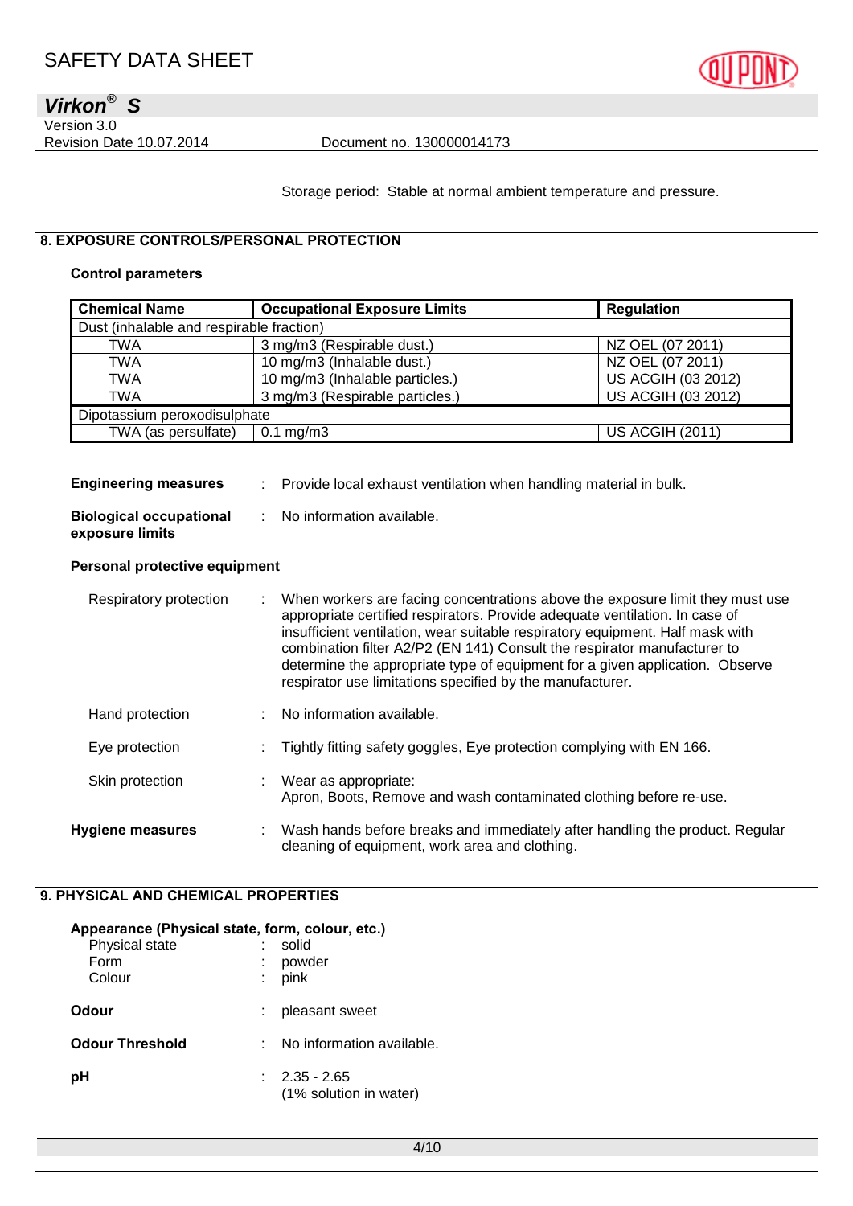Storage period: Stable at normal ambient temperature and pressure.

## 8. EXPOSURE CONTROLS/PERSONAL PROTECTION

### Control parameters

| Chemical Name | Occupational Exposure Limits | Regulation |
|---|---|---|
| Dust (inhalable and respirable fraction) | | |
| TWA | 3 mg/m3 (Respirable dust.) | NZ OEL (07 2011) |
| TWA | 10 mg/m3 (Inhalable dust.) | NZ OEL (07 2011) |
| TWA | 10 mg/m3 (Inhalable particles.) | US ACGIH (03 2012) |
| TWA | 3 mg/m3 (Respirable particles.) | US ACGIH (03 2012) |
| Dipotassium peroxodisulphate | | |
| TWA (as persulfate) | 0.1 mg/m3 | US ACGIH (2011) |

**Engineering measures** : Provide local exhaust ventilation when handling material in bulk.

**Biological occupational exposure limits** : No information available.

### Personal protective equipment

Respiratory protection : When workers are facing concentrations above the exposure limit they must use appropriate certified respirators. Provide adequate ventilation. In case of insufficient ventilation, wear suitable respiratory equipment. Half mask with combination filter A2/P2 (EN 141) Consult the respirator manufacturer to determine the appropriate type of equipment for a given application. Observe respirator use limitations specified by the manufacturer.

Hand protection : No information available.

Eye protection : Tightly fitting safety goggles, Eye protection complying with EN 166.

Skin protection : Wear as appropriate:
Apron, Boots, Remove and wash contaminated clothing before re-use.

**Hygiene measures** : Wash hands before breaks and immediately after handling the product. Regular cleaning of equipment, work area and clothing.

## 9. PHYSICAL AND CHEMICAL PROPERTIES

**Appearance (Physical state, form, colour, etc.)**

Physical state : solid
Form : powder
Colour : pink

**Odour** : pleasant sweet

**Odour Threshold** : No information available.

**pH** : 2.35 - 2.65
(1% solution in water)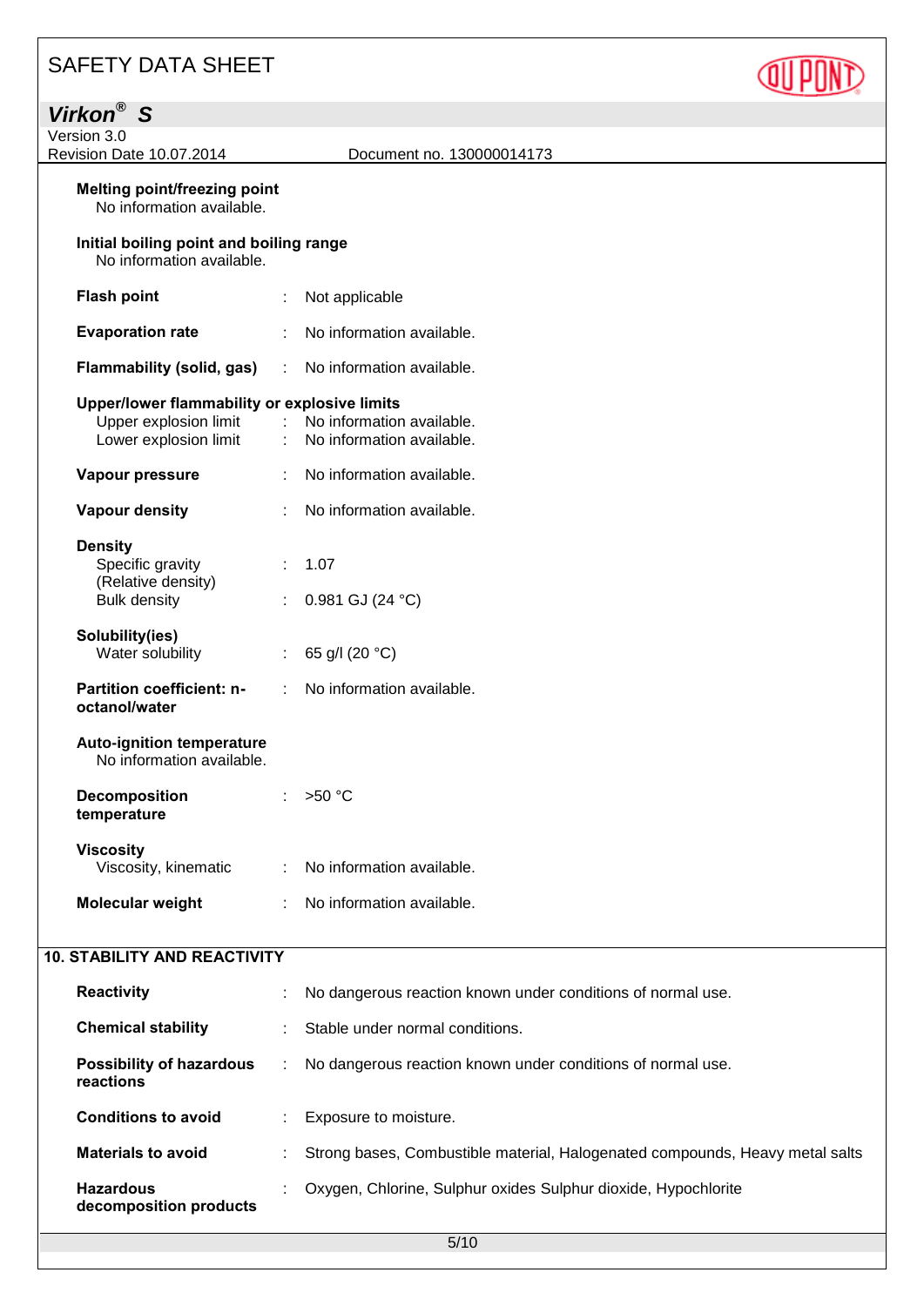**Melting point/freezing point**
No information available.

**Initial boiling point and boiling range**
No information available.

| | | |
|---|---|---|
| **Flash point** | : | Not applicable |
| **Evaporation rate** | : | No information available. |
| **Flammability (solid, gas)** | : | No information available. |

**Upper/lower flammability or explosive limits**

| | | |
|---|---|---|
| Upper explosion limit | : | No information available. |
| Lower explosion limit | : | No information available. |
| **Vapour pressure** | : | No information available. |
| **Vapour density** | : | No information available. |

**Density**

| | | |
|---|---|---|
| Specific gravity (Relative density) | : | 1.07 |
| Bulk density | : | 0.981 GJ (24 °C) |

**Solubility(ies)**

| | | |
|---|---|---|
| Water solubility | : | 65 g/l (20 °C) |
| **Partition coefficient: n-octanol/water** | : | No information available. |

**Auto-ignition temperature**
No information available.

| | | |
|---|---|---|
| **Decomposition temperature** | : | >50 °C |

**Viscosity**

| | | |
|---|---|---|
| Viscosity, kinematic | : | No information available. |
| **Molecular weight** | : | No information available. |

## 10. STABILITY AND REACTIVITY

| | | |
|---|---|---|
| **Reactivity** | : | No dangerous reaction known under conditions of normal use. |
| **Chemical stability** | : | Stable under normal conditions. |
| **Possibility of hazardous reactions** | : | No dangerous reaction known under conditions of normal use. |
| **Conditions to avoid** | : | Exposure to moisture. |
| **Materials to avoid** | : | Strong bases, Combustible material, Halogenated compounds, Heavy metal salts |
| **Hazardous decomposition products** | : | Oxygen, Chlorine, Sulphur oxides Sulphur dioxide, Hypochlorite |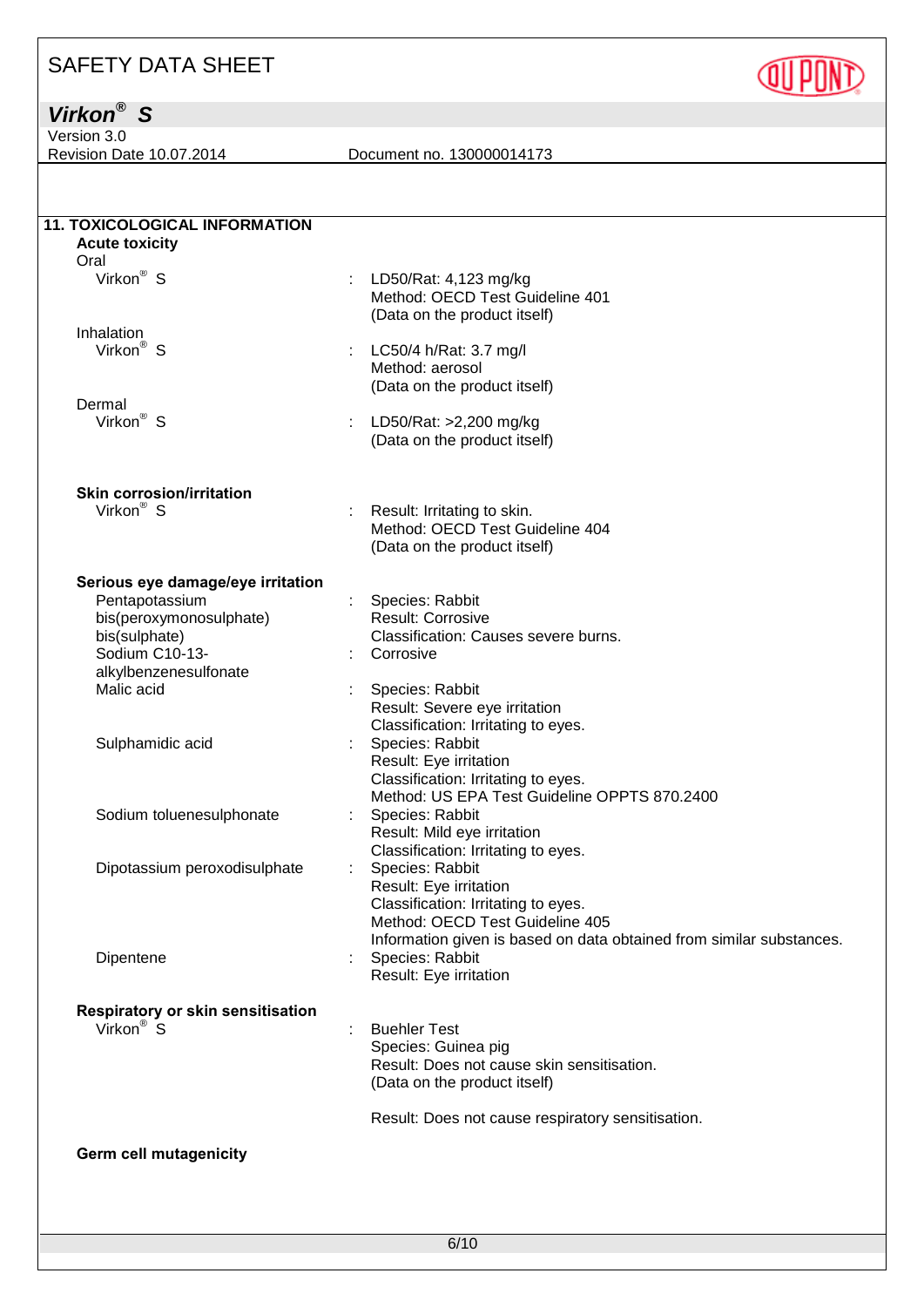## 11. TOXICOLOGICAL INFORMATION

### Acute toxicity

**Oral**

Virkon® S : LD50/Rat: 4,123 mg/kg
Method: OECD Test Guideline 401
(Data on the product itself)

**Inhalation**

Virkon® S : LC50/4 h/Rat: 3.7 mg/l
Method: aerosol
(Data on the product itself)

**Dermal**

Virkon® S : LD50/Rat: >2,200 mg/kg
(Data on the product itself)

### Skin corrosion/irritation

Virkon® S : Result: Irritating to skin.
Method: OECD Test Guideline 404
(Data on the product itself)

### Serious eye damage/eye irritation

Pentapotassium bis(peroxymonosulphate) bis(sulphate) : Species: Rabbit
Result: Corrosive
Classification: Causes severe burns.

Sodium C10-13-alkylbenzenesulfonate : Corrosive

Malic acid : Species: Rabbit
Result: Severe eye irritation
Classification: Irritating to eyes.

Sulphamidic acid : Species: Rabbit
Result: Eye irritation
Classification: Irritating to eyes.
Method: US EPA Test Guideline OPPTS 870.2400

Sodium toluenesulphonate : Species: Rabbit
Result: Mild eye irritation
Classification: Irritating to eyes.

Dipotassium peroxodisulphate : Species: Rabbit
Result: Eye irritation
Classification: Irritating to eyes.
Method: OECD Test Guideline 405
Information given is based on data obtained from similar substances.

Dipentene : Species: Rabbit
Result: Eye irritation

### Respiratory or skin sensitisation

Virkon® S : Buehler Test
Species: Guinea pig
Result: Does not cause skin sensitisation.
(Data on the product itself)

Result: Does not cause respiratory sensitisation.

### Germ cell mutagenicity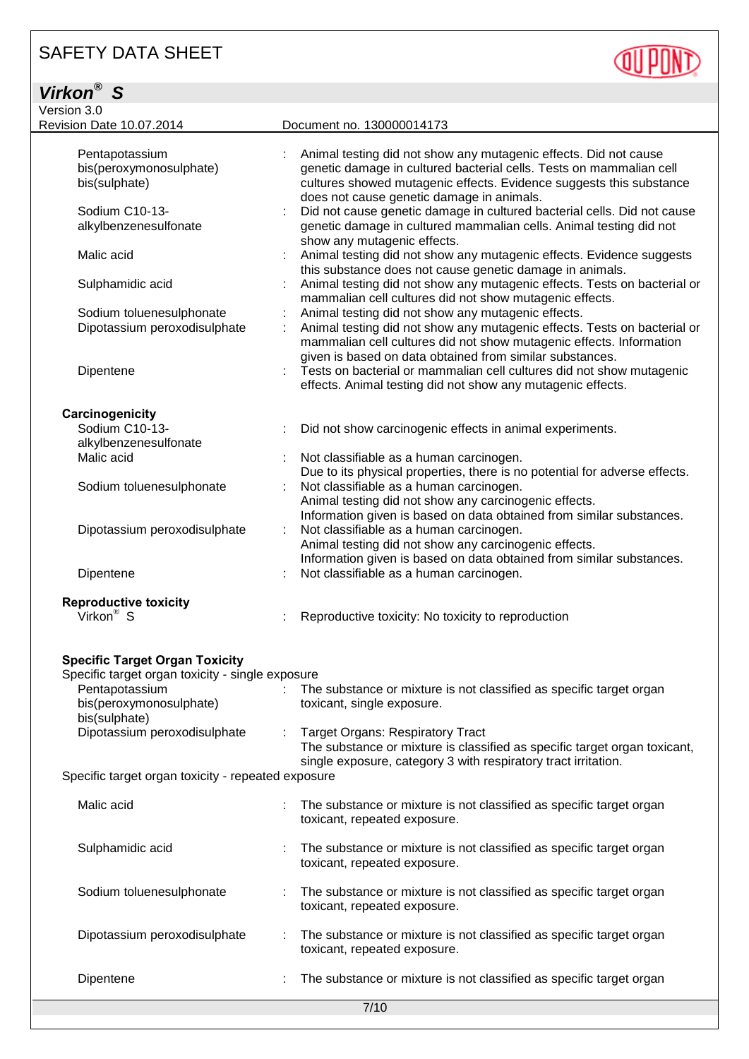| | | |
|---|---|---|
| Pentapotassium bis(peroxymonosulphate) bis(sulphate) | : | Animal testing did not show any mutagenic effects. Did not cause genetic damage in cultured bacterial cells. Tests on mammalian cell cultures showed mutagenic effects. Evidence suggests this substance does not cause genetic damage in animals. |
| Sodium C10-13-alkylbenzenesulfonate | : | Did not cause genetic damage in cultured bacterial cells. Did not cause genetic damage in cultured mammalian cells. Animal testing did not show any mutagenic effects. |
| Malic acid | : | Animal testing did not show any mutagenic effects. Evidence suggests this substance does not cause genetic damage in animals. |
| Sulphamidic acid | : | Animal testing did not show any mutagenic effects. Tests on bacterial or mammalian cell cultures did not show mutagenic effects. |
| Sodium toluenesulphonate | : | Animal testing did not show any mutagenic effects. |
| Dipotassium peroxodisulphate | : | Animal testing did not show any mutagenic effects. Tests on bacterial or mammalian cell cultures did not show mutagenic effects. Information given is based on data obtained from similar substances. |
| Dipentene | : | Tests on bacterial or mammalian cell cultures did not show mutagenic effects. Animal testing did not show any mutagenic effects. |

**Carcinogenicity**

| | | |
|---|---|---|
| Sodium C10-13-alkylbenzenesulfonate | : | Did not show carcinogenic effects in animal experiments. |
| Malic acid | : | Not classifiable as a human carcinogen. Due to its physical properties, there is no potential for adverse effects. |
| Sodium toluenesulphonate | : | Not classifiable as a human carcinogen. Animal testing did not show any carcinogenic effects. Information given is based on data obtained from similar substances. |
| Dipotassium peroxodisulphate | : | Not classifiable as a human carcinogen. Animal testing did not show any carcinogenic effects. Information given is based on data obtained from similar substances. |
| Dipentene | : | Not classifiable as a human carcinogen. |

**Reproductive toxicity**

| | | |
|---|---|---|
| Virkon® S | : | Reproductive toxicity: No toxicity to reproduction |

**Specific Target Organ Toxicity**

Specific target organ toxicity - single exposure

| | | |
|---|---|---|
| Pentapotassium bis(peroxymonosulphate) bis(sulphate) | : | The substance or mixture is not classified as specific target organ toxicant, single exposure. |
| Dipotassium peroxodisulphate | : | Target Organs: Respiratory Tract The substance or mixture is classified as specific target organ toxicant, single exposure, category 3 with respiratory tract irritation. |

Specific target organ toxicity - repeated exposure

| | | |
|---|---|---|
| Malic acid | : | The substance or mixture is not classified as specific target organ toxicant, repeated exposure. |
| Sulphamidic acid | : | The substance or mixture is not classified as specific target organ toxicant, repeated exposure. |
| Sodium toluenesulphonate | : | The substance or mixture is not classified as specific target organ toxicant, repeated exposure. |
| Dipotassium peroxodisulphate | : | The substance or mixture is not classified as specific target organ toxicant, repeated exposure. |
| Dipentene | : | The substance or mixture is not classified as specific target organ |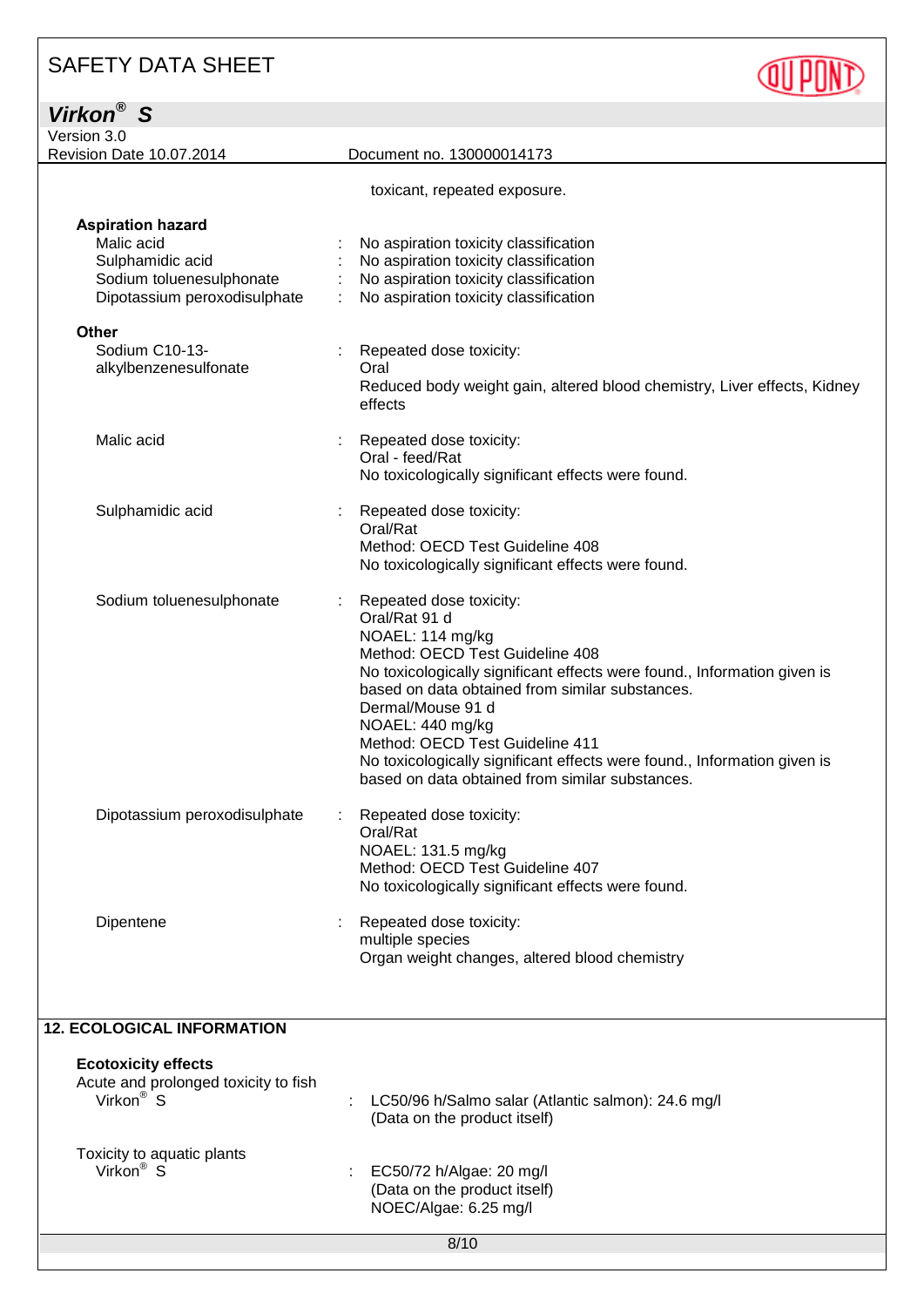toxicant, repeated exposure.

**Aspiration hazard**

| | | |
|---|---|---|
| Malic acid | : | No aspiration toxicity classification |
| Sulphamidic acid | : | No aspiration toxicity classification |
| Sodium toluenesulphonate | : | No aspiration toxicity classification |
| Dipotassium peroxodisulphate | : | No aspiration toxicity classification |

**Other**

Sodium C10-13-alkylbenzenesulfonate : Repeated dose toxicity:
Oral
Reduced body weight gain, altered blood chemistry, Liver effects, Kidney effects

Malic acid : Repeated dose toxicity:
Oral - feed/Rat
No toxicologically significant effects were found.

Sulphamidic acid : Repeated dose toxicity:
Oral/Rat
Method: OECD Test Guideline 408
No toxicologically significant effects were found.

Sodium toluenesulphonate : Repeated dose toxicity:
Oral/Rat 91 d
NOAEL: 114 mg/kg
Method: OECD Test Guideline 408
No toxicologically significant effects were found., Information given is based on data obtained from similar substances.
Dermal/Mouse 91 d
NOAEL: 440 mg/kg
Method: OECD Test Guideline 411
No toxicologically significant effects were found., Information given is based on data obtained from similar substances.

Dipotassium peroxodisulphate : Repeated dose toxicity:
Oral/Rat
NOAEL: 131.5 mg/kg
Method: OECD Test Guideline 407
No toxicologically significant effects were found.

Dipentene : Repeated dose toxicity:
multiple species
Organ weight changes, altered blood chemistry

## 12. ECOLOGICAL INFORMATION

**Ecotoxicity effects**

Acute and prolonged toxicity to fish

Virkon® S : LC50/96 h/Salmo salar (Atlantic salmon): 24.6 mg/l
(Data on the product itself)

Toxicity to aquatic plants

Virkon® S : EC50/72 h/Algae: 20 mg/l
(Data on the product itself)
NOEC/Algae: 6.25 mg/l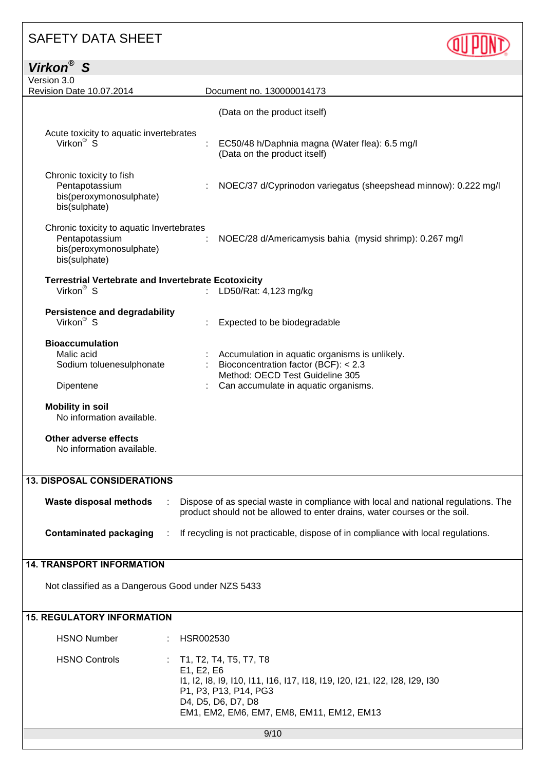(Data on the product itself)

Acute toxicity to aquatic invertebrates

| | | |
|---|---|---|
| Virkon® S | : | EC50/48 h/Daphnia magna (Water flea): 6.5 mg/l (Data on the product itself) |

Chronic toxicity to fish

| | | |
|---|---|---|
| Pentapotassium bis(peroxymonosulphate) bis(sulphate) | : | NOEC/37 d/Cyprinodon variegatus (sheepshead minnow): 0.222 mg/l |

Chronic toxicity to aquatic Invertebrates

| | | |
|---|---|---|
| Pentapotassium bis(peroxymonosulphate) bis(sulphate) | : | NOEC/28 d/Americamysis bahia (mysid shrimp): 0.267 mg/l |

**Terrestrial Vertebrate and Invertebrate Ecotoxicity**

| | | |
|---|---|---|
| Virkon® S | : | LD50/Rat: 4,123 mg/kg |

**Persistence and degradability**

| | | |
|---|---|---|
| Virkon® S | : | Expected to be biodegradable |

**Bioaccumulation**

| | | |
|---|---|---|
| Malic acid | : | Accumulation in aquatic organisms is unlikely. |
| Sodium toluenesulphonate | : | Bioconcentration factor (BCF): < 2.3<br>Method: OECD Test Guideline 305 |
| Dipentene | : | Can accumulate in aquatic organisms. |

**Mobility in soil**

No information available.

**Other adverse effects**

No information available.

## 13. DISPOSAL CONSIDERATIONS

**Waste disposal methods** : Dispose of as special waste in compliance with local and national regulations. The product should not be allowed to enter drains, water courses or the soil.

**Contaminated packaging** : If recycling is not practicable, dispose of in compliance with local regulations.

## 14. TRANSPORT INFORMATION

Not classified as a Dangerous Good under NZS 5433

## 15. REGULATORY INFORMATION

| | | |
|---|---|---|
| HSNO Number | : | HSR002530 |
| HSNO Controls | : | T1, T2, T4, T5, T7, T8<br>E1, E2, E6<br>I1, I2, I8, I9, I10, I11, I16, I17, I18, I19, I20, I21, I22, I28, I29, I30<br>P1, P3, P13, P14, PG3<br>D4, D5, D6, D7, D8<br>EM1, EM2, EM6, EM7, EM8, EM11, EM12, EM13 |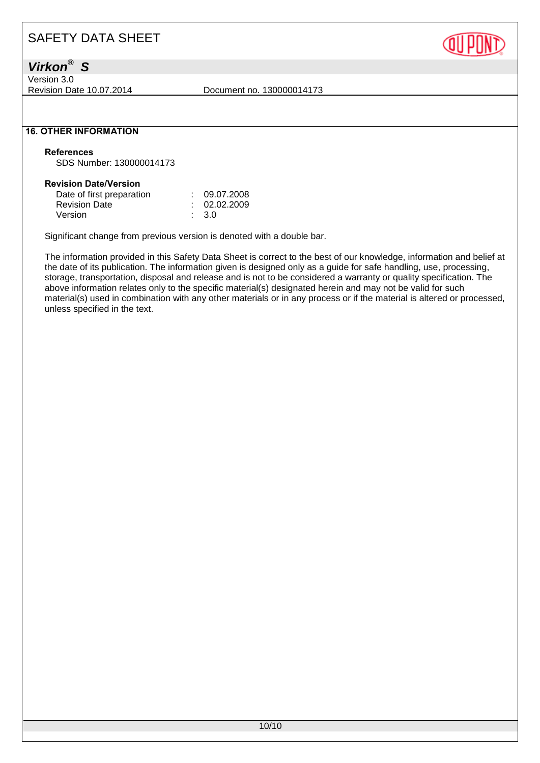## 16. OTHER INFORMATION

**References**

SDS Number: 130000014173

**Revision Date/Version**

| | | |
|---|---|---|
| Date of first preparation | : | 09.07.2008 |
| Revision Date | : | 02.02.2009 |
| Version | : | 3.0 |

Significant change from previous version is denoted with a double bar.

The information provided in this Safety Data Sheet is correct to the best of our knowledge, information and belief at the date of its publication. The information given is designed only as a guide for safe handling, use, processing, storage, transportation, disposal and release and is not to be considered a warranty or quality specification. The above information relates only to the specific material(s) designated herein and may not be valid for such material(s) used in combination with any other materials or in any process or if the material is altered or processed, unless specified in the text.